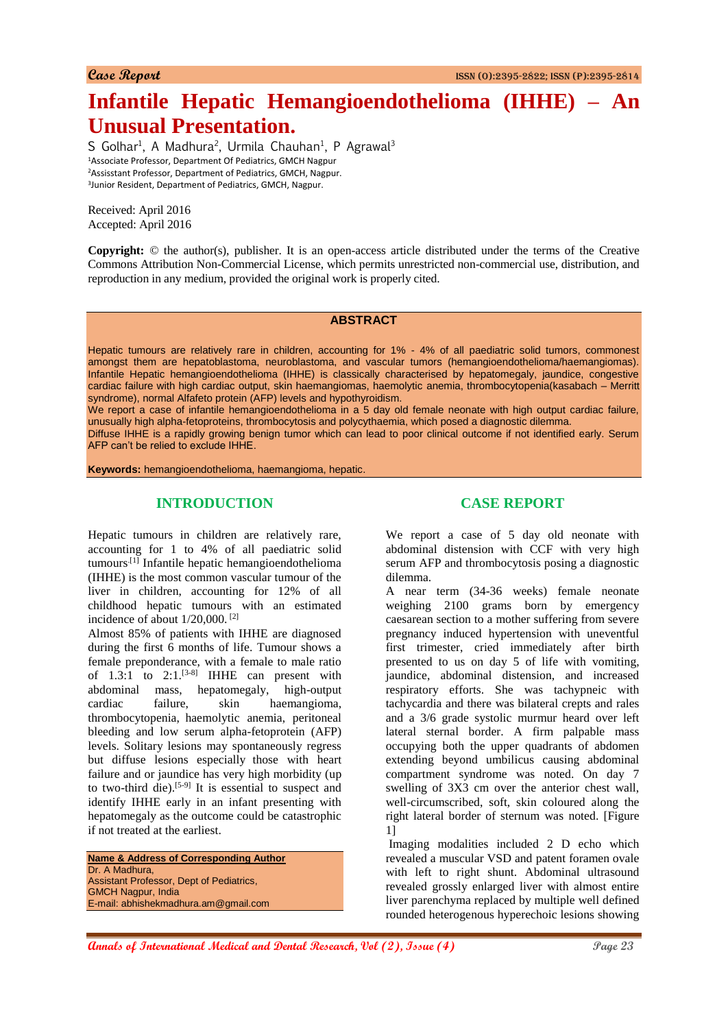Case Report

# Infantile Hepatic Hemangioendothelioma (IHHE) – An Unusual Presentation.

S Golhar[1], A Madhura[2], Urmila Chauhan[1], P Agrawal[3]

[1]Associate Professor, Department Of Pediatrics, GMCH Nagpur
[2]Assisstant Professor, Department of Pediatrics, GMCH, Nagpur.
[3]Junior Resident, Department of Pediatrics, GMCH, Nagpur.

Received: April 2016
Accepted: April 2016

**Copyright:** © the author(s), publisher. It is an open-access article distributed under the terms of the Creative Commons Attribution Non-Commercial License, which permits unrestricted non-commercial use, distribution, and reproduction in any medium, provided the original work is properly cited.

## ABSTRACT

Hepatic tumours are relatively rare in children, accounting for 1% - 4% of all paediatric solid tumors, commonest amongst them are hepatoblastoma, neuroblastoma, and vascular tumors (hemangioendothelioma/haemangiomas). Infantile Hepatic hemangioendothelioma (IHHE) is classically characterised by hepatomegaly, jaundice, congestive cardiac failure with high cardiac output, skin haemangiomas, haemolytic anemia, thrombocytopenia(kasabach – Merritt syndrome), normal Alfafeto protein (AFP) levels and hypothyroidism.
We report a case of infantile hemangioendothelioma in a 5 day old female neonate with high output cardiac failure, unusually high alpha-fetoproteins, thrombocytosis and polycythaemia, which posed a diagnostic dilemma.
Diffuse IHHE is a rapidly growing benign tumor which can lead to poor clinical outcome if not identified early. Serum AFP can't be relied to exclude IHHE.

**Keywords:** hemangioendothelioma, haemangioma, hepatic.

## INTRODUCTION

Hepatic tumours in children are relatively rare, accounting for 1 to 4% of all paediatric solid tumours.[1] Infantile hepatic hemangioendothelioma (IHHE) is the most common vascular tumour of the liver in children, accounting for 12% of all childhood hepatic tumours with an estimated incidence of about 1/20,000. [2]

Almost 85% of patients with IHHE are diagnosed during the first 6 months of life. Tumour shows a female preponderance, with a female to male ratio of 1.3:1 to 2:1.[3-8] IHHE can present with abdominal mass, hepatomegaly, high-output cardiac failure, skin haemangioma, thrombocytopenia, haemolytic anemia, peritoneal bleeding and low serum alpha-fetoprotein (AFP) levels. Solitary lesions may spontaneously regress but diffuse lesions especially those with heart failure and or jaundice has very high morbidity (up to two-third die).[5-9] It is essential to suspect and identify IHHE early in an infant presenting with hepatomegaly as the outcome could be catastrophic if not treated at the earliest.

**Name & Address of Corresponding Author**
Dr. A Madhura,
Assistant Professor, Dept of Pediatrics,
GMCH Nagpur, India
E-mail: abhishekmadhura.am@gmail.com

## CASE REPORT

We report a case of 5 day old neonate with abdominal distension with CCF with very high serum AFP and thrombocytosis posing a diagnostic dilemma.

A near term (34-36 weeks) female neonate weighing 2100 grams born by emergency caesarean section to a mother suffering from severe pregnancy induced hypertension with uneventful first trimester, cried immediately after birth presented to us on day 5 of life with vomiting, jaundice, abdominal distension, and increased respiratory efforts. She was tachypneic with tachycardia and there was bilateral crepts and rales and a 3/6 grade systolic murmur heard over left lateral sternal border. A firm palpable mass occupying both the upper quadrants of abdomen extending beyond umbilicus causing abdominal compartment syndrome was noted. On day 7 swelling of 3X3 cm over the anterior chest wall, well-circumscribed, soft, skin coloured along the right lateral border of sternum was noted. [Figure 1]

Imaging modalities included 2 D echo which revealed a muscular VSD and patent foramen ovale with left to right shunt. Abdominal ultrasound revealed grossly enlarged liver with almost entire liver parenchyma replaced by multiple well defined rounded heterogenous hyperechoic lesions showing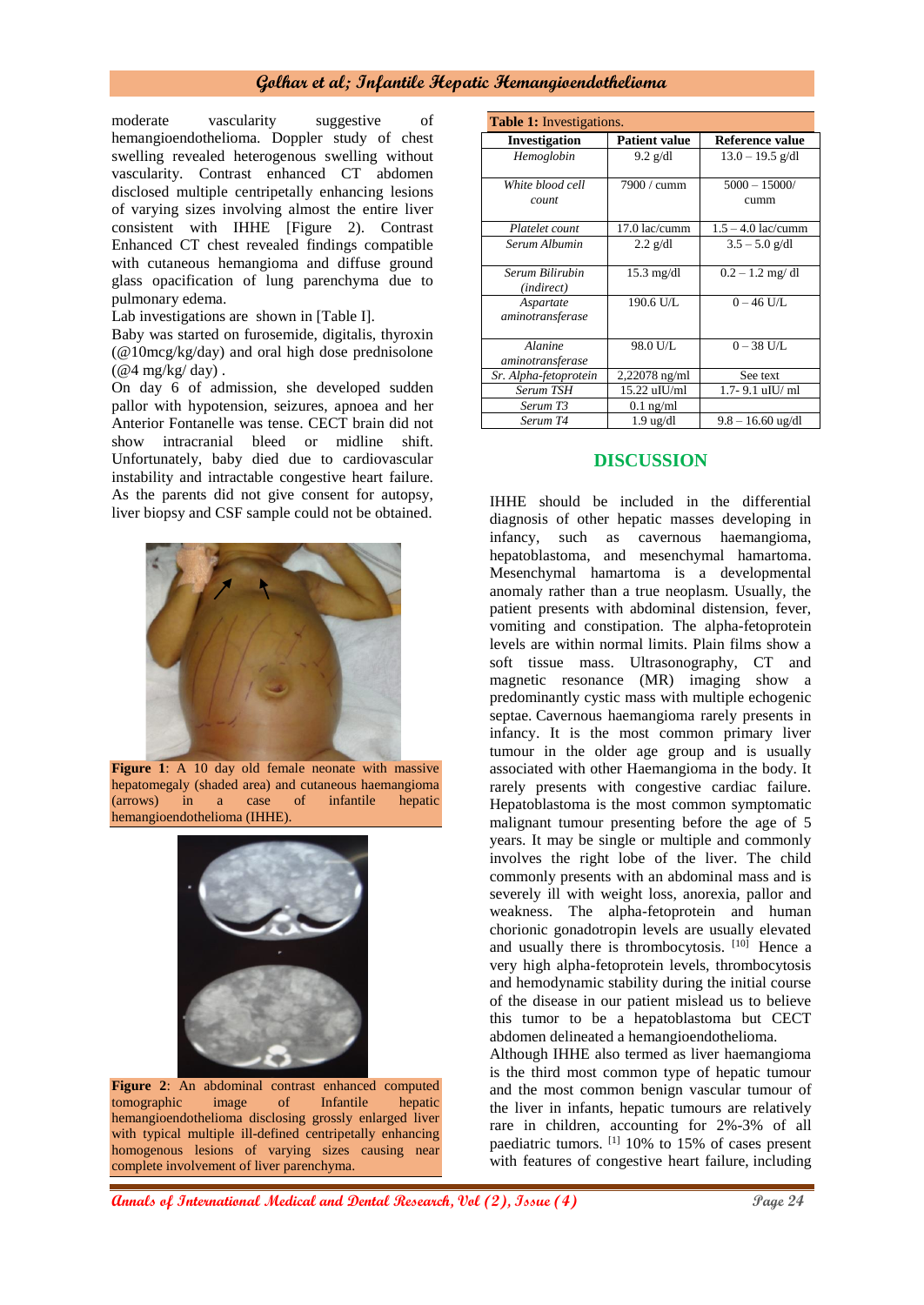moderate vascularity suggestive of hemangioendothelioma. Doppler study of chest swelling revealed heterogenous swelling without vascularity. Contrast enhanced CT abdomen disclosed multiple centripetally enhancing lesions of varying sizes involving almost the entire liver consistent with IHHE [Figure 2). Contrast Enhanced CT chest revealed findings compatible with cutaneous hemangioma and diffuse ground glass opacification of lung parenchyma due to pulmonary edema.

Lab investigations are shown in [Table I].

Baby was started on furosemide, digitalis, thyroxin (@10mcg/kg/day) and oral high dose prednisolone (@4 mg/kg/ day) .

On day 6 of admission, she developed sudden pallor with hypotension, seizures, apnoea and her Anterior Fontanelle was tense. CECT brain did not show intracranial bleed or midline shift. Unfortunately, baby died due to cardiovascular instability and intractable congestive heart failure. As the parents did not give consent for autopsy, liver biopsy and CSF sample could not be obtained.

**Figure 1**: A 10 day old female neonate with massive hepatomegaly (shaded area) and cutaneous haemangioma (arrows) in a case of infantile hepatic hemangioendothelioma (IHHE).

**Figure 2**: An abdominal contrast enhanced computed tomographic image of Infantile hepatic hemangioendothelioma disclosing grossly enlarged liver with typical multiple ill-defined centripetally enhancing homogenous lesions of varying sizes causing near complete involvement of liver parenchyma.

**Table 1:** Investigations.

| Investigation | Patient value | Reference value |
|---|---|---|
| *Hemoglobin* | 9.2 g/dl | 13.0 – 19.5 g/dl |
| *White blood cell count* | 7900 / cumm | 5000 – 15000/ cumm |
| *Platelet count* | 17.0 lac/cumm | 1.5 – 4.0 lac/cumm |
| *Serum Albumin* | 2.2 g/dl | 3.5 – 5.0 g/dl |
| *Serum Bilirubin (indirect)* | 15.3 mg/dl | 0.2 – 1.2 mg/ dl |
| *Aspartate aminotransferase* | 190.6 U/L | 0 – 46 U/L |
| *Alanine aminotransferase* | 98.0 U/L | 0 – 38 U/L |
| *Sr. Alpha-fetoprotein* | 2,22078 ng/ml | See text |
| *Serum TSH* | 15.22 uIU/ml | 1.7- 9.1 uIU/ ml |
| *Serum T3* | 0.1 ng/ml | |
| *Serum T4* | 1.9 ug/dl | 9.8 – 16.60 ug/dl |

## DISCUSSION

IHHE should be included in the differential diagnosis of other hepatic masses developing in infancy, such as cavernous haemangioma, hepatoblastoma, and mesenchymal hamartoma. Mesenchymal hamartoma is a developmental anomaly rather than a true neoplasm. Usually, the patient presents with abdominal distension, fever, vomiting and constipation. The alpha-fetoprotein levels are within normal limits. Plain films show a soft tissue mass. Ultrasonography, CT and magnetic resonance (MR) imaging show a predominantly cystic mass with multiple echogenic septae. Cavernous haemangioma rarely presents in infancy. It is the most common primary liver tumour in the older age group and is usually associated with other Haemangioma in the body. It rarely presents with congestive cardiac failure. Hepatoblastoma is the most common symptomatic malignant tumour presenting before the age of 5 years. It may be single or multiple and commonly involves the right lobe of the liver. The child commonly presents with an abdominal mass and is severely ill with weight loss, anorexia, pallor and weakness. The alpha-fetoprotein and human chorionic gonadotropin levels are usually elevated and usually there is thrombocytosis. [10] Hence a very high alpha-fetoprotein levels, thrombocytosis and hemodynamic stability during the initial course of the disease in our patient mislead us to believe this tumor to be a hepatoblastoma but CECT abdomen delineated a hemangioendothelioma.

Although IHHE also termed as liver haemangioma is the third most common type of hepatic tumour and the most common benign vascular tumour of the liver in infants, hepatic tumours are relatively rare in children, accounting for 2%-3% of all paediatric tumors. [1] 10% to 15% of cases present with features of congestive heart failure, including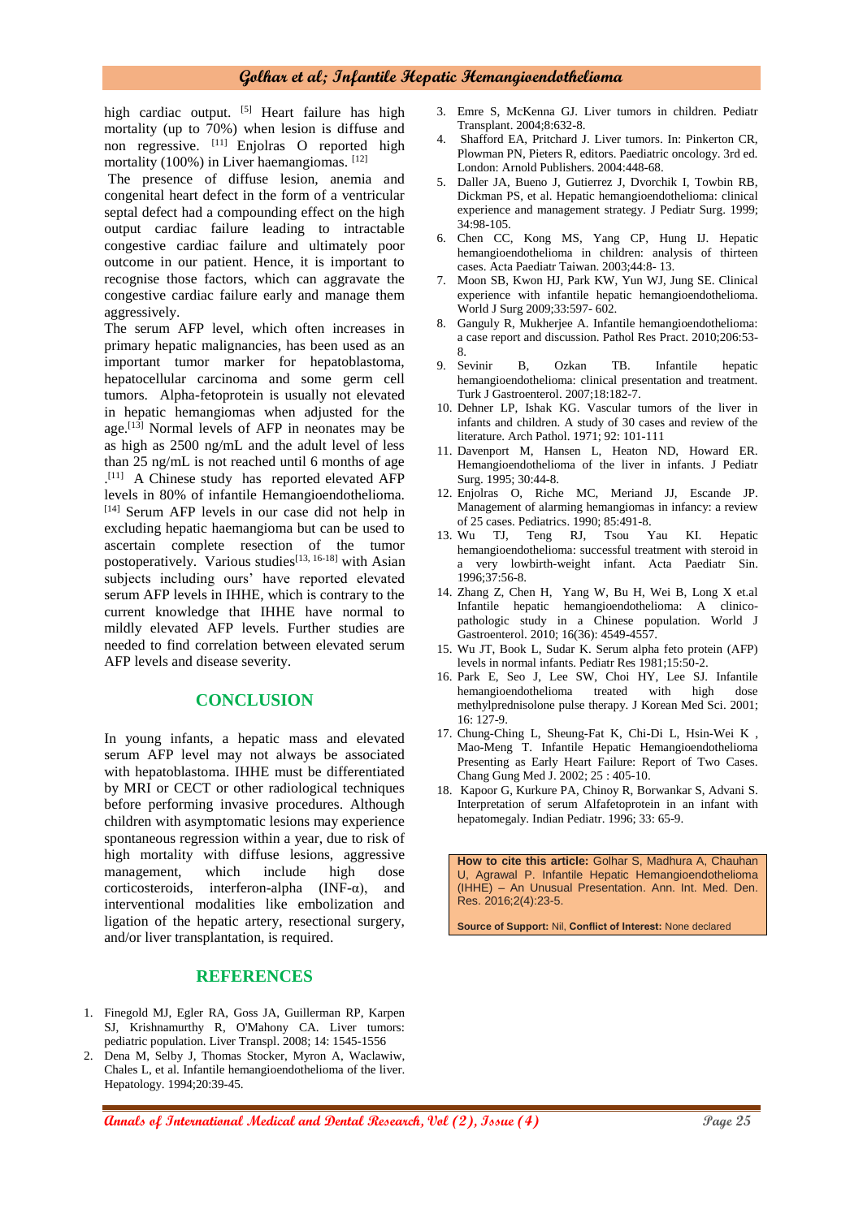high cardiac output. [5] Heart failure has high mortality (up to 70%) when lesion is diffuse and non regressive. [11] Enjolras O reported high mortality (100%) in Liver haemangiomas. [12]

The presence of diffuse lesion, anemia and congenital heart defect in the form of a ventricular septal defect had a compounding effect on the high output cardiac failure leading to intractable congestive cardiac failure and ultimately poor outcome in our patient. Hence, it is important to recognise those factors, which can aggravate the congestive cardiac failure early and manage them aggressively.

The serum AFP level, which often increases in primary hepatic malignancies, has been used as an important tumor marker for hepatoblastoma, hepatocellular carcinoma and some germ cell tumors. Alpha-fetoprotein is usually not elevated in hepatic hemangiomas when adjusted for the age.[13] Normal levels of AFP in neonates may be as high as 2500 ng/mL and the adult level of less than 25 ng/mL is not reached until 6 months of age .[11] A Chinese study has reported elevated AFP levels in 80% of infantile Hemangioendothelioma. [14] Serum AFP levels in our case did not help in excluding hepatic haemangioma but can be used to ascertain complete resection of the tumor postoperatively. Various studies[13, 16-18] with Asian subjects including ours' have reported elevated serum AFP levels in IHHE, which is contrary to the current knowledge that IHHE have normal to mildly elevated AFP levels. Further studies are needed to find correlation between elevated serum AFP levels and disease severity.

## CONCLUSION

In young infants, a hepatic mass and elevated serum AFP level may not always be associated with hepatoblastoma. IHHE must be differentiated by MRI or CECT or other radiological techniques before performing invasive procedures. Although children with asymptomatic lesions may experience spontaneous regression within a year, due to risk of high mortality with diffuse lesions, aggressive management, which include high dose corticosteroids, interferon-alpha (INF-α), and interventional modalities like embolization and ligation of the hepatic artery, resectional surgery, and/or liver transplantation, is required.

## REFERENCES

1. Finegold MJ, Egler RA, Goss JA, Guillerman RP, Karpen SJ, Krishnamurthy R, O'Mahony CA. Liver tumors: pediatric population. Liver Transpl. 2008; 14: 1545-1556
2. Dena M, Selby J, Thomas Stocker, Myron A, Waclawiw, Chales L, et al. Infantile hemangioendothelioma of the liver. Hepatology. 1994;20:39-45.
3. Emre S, McKenna GJ. Liver tumors in children. Pediatr Transplant. 2004;8:632-8.
4. Shafford EA, Pritchard J. Liver tumors. In: Pinkerton CR, Plowman PN, Pieters R, editors. Paediatric oncology. 3rd ed. London: Arnold Publishers. 2004:448-68.
5. Daller JA, Bueno J, Gutierrez J, Dvorchik I, Towbin RB, Dickman PS, et al. Hepatic hemangioendothelioma: clinical experience and management strategy. J Pediatr Surg. 1999; 34:98-105.
6. Chen CC, Kong MS, Yang CP, Hung IJ. Hepatic hemangioendothelioma in children: analysis of thirteen cases. Acta Paediatr Taiwan. 2003;44:8- 13.
7. Moon SB, Kwon HJ, Park KW, Yun WJ, Jung SE. Clinical experience with infantile hepatic hemangioendothelioma. World J Surg 2009;33:597- 602.
8. Ganguly R, Mukherjee A. Infantile hemangioendothelioma: a case report and discussion. Pathol Res Pract. 2010;206:53-8.
9. Sevinir B, Ozkan TB. Infantile hepatic hemangioendothelioma: clinical presentation and treatment. Turk J Gastroenterol. 2007;18:182-7.
10. Dehner LP, Ishak KG. Vascular tumors of the liver in infants and children. A study of 30 cases and review of the literature. Arch Pathol. 1971; 92: 101-111
11. Davenport M, Hansen L, Heaton ND, Howard ER. Hemangioendothelioma of the liver in infants. J Pediatr Surg. 1995; 30:44-8.
12. Enjolras O, Riche MC, Meriand JJ, Escande JP. Management of alarming hemangiomas in infancy: a review of 25 cases. Pediatrics. 1990; 85:491-8.
13. Wu TJ, Teng RJ, Tsou Yau KI. Hepatic hemangioendothelioma: successful treatment with steroid in a very lowbirth-weight infant. Acta Paediatr Sin. 1996;37:56-8.
14. Zhang Z, Chen H, Yang W, Bu H, Wei B, Long X et.al Infantile hepatic hemangioendothelioma: A clinicopathologic study in a Chinese population. World J Gastroenterol. 2010; 16(36): 4549-4557.
15. Wu JT, Book L, Sudar K. Serum alpha feto protein (AFP) levels in normal infants. Pediatr Res 1981;15:50-2.
16. Park E, Seo J, Lee SW, Choi HY, Lee SJ. Infantile hemangioendothelioma treated with high dose methylprednisolone pulse therapy. J Korean Med Sci. 2001; 16: 127-9.
17. Chung-Ching L, Sheung-Fat K, Chi-Di L, Hsin-Wei K , Mao-Meng T. Infantile Hepatic Hemangioendothelioma Presenting as Early Heart Failure: Report of Two Cases. Chang Gung Med J. 2002; 25 : 405-10.
18. Kapoor G, Kurkure PA, Chinoy R, Borwankar S, Advani S. Interpretation of serum Alfafetoprotein in an infant with hepatomegaly. Indian Pediatr. 1996; 33: 65-9.

**How to cite this article:** Golhar S, Madhura A, Chauhan U, Agrawal P. Infantile Hepatic Hemangioendothelioma (IHHE) – An Unusual Presentation. Ann. Int. Med. Den. Res. 2016;2(4):23-5.

**Source of Support:** Nil, **Conflict of Interest:** None declared